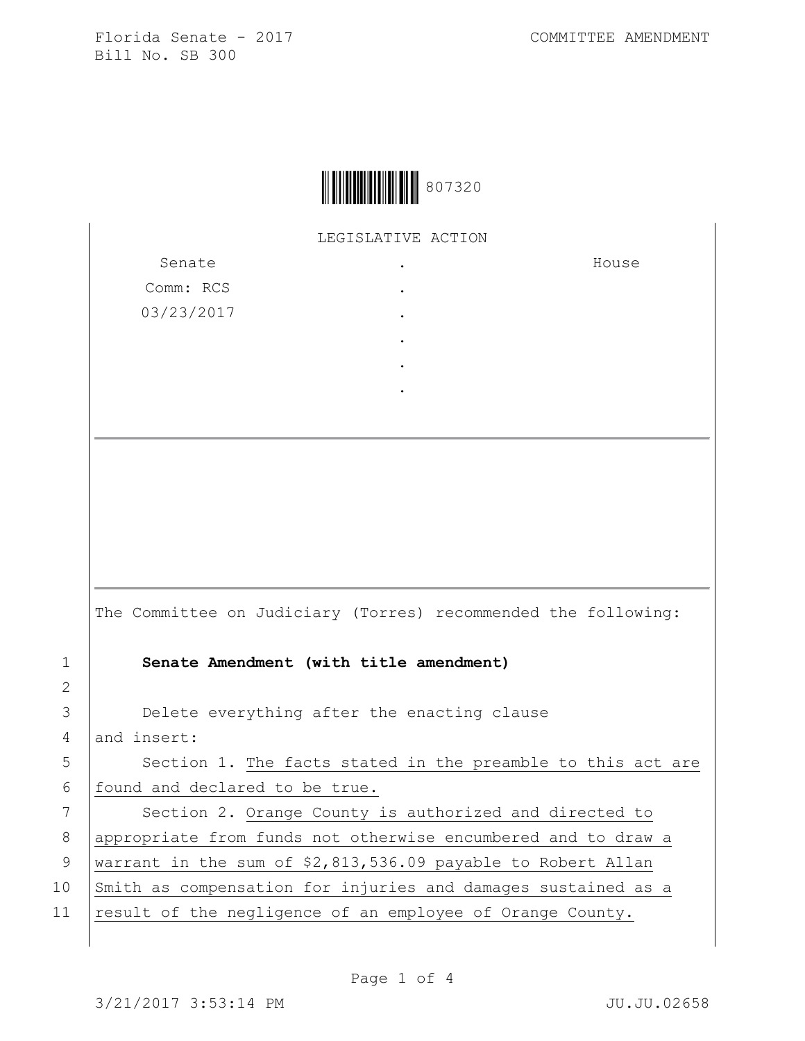Florida Senate - 2017
Bill No. SB 300

COMMITTEE AMENDMENT

807320

LEGISLATIVE ACTION

| Senate | . | House |
|---|---|---|
| Comm: RCS | . | |
| 03/23/2017 | . | |
| | . | |
| | . | |
| | . | |

The Committee on Judiciary (Torres) recommended the following:

**Senate Amendment (with title amendment)**

Delete everything after the enacting clause and insert:

Section 1. The facts stated in the preamble to this act are found and declared to be true.

Section 2. Orange County is authorized and directed to appropriate from funds not otherwise encumbered and to draw a warrant in the sum of $2,813,536.09 payable to Robert Allan Smith as compensation for injuries and damages sustained as a result of the negligence of an employee of Orange County.

3/21/2017 3:53:14 PM

JU.JU.02658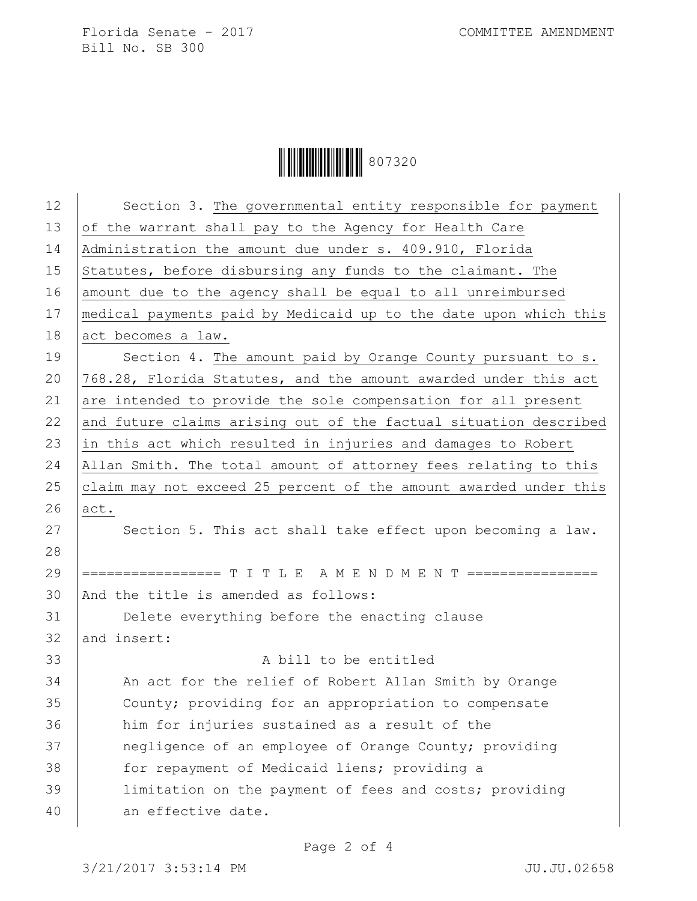Section 3. The governmental entity responsible for payment of the warrant shall pay to the Agency for Health Care Administration the amount due under s. 409.910, Florida Statutes, before disbursing any funds to the claimant. The amount due to the agency shall be equal to all unreimbursed medical payments paid by Medicaid up to the date upon which this act becomes a law.

Section 4. The amount paid by Orange County pursuant to s. 768.28, Florida Statutes, and the amount awarded under this act are intended to provide the sole compensation for all present and future claims arising out of the factual situation described in this act which resulted in injuries and damages to Robert Allan Smith. The total amount of attorney fees relating to this claim may not exceed 25 percent of the amount awarded under this act.

Section 5. This act shall take effect upon becoming a law.

================= T I T L E A M E N D M E N T ================

And the title is amended as follows:

Delete everything before the enacting clause

and insert:

A bill to be entitled

An act for the relief of Robert Allan Smith by Orange County; providing for an appropriation to compensate him for injuries sustained as a result of the negligence of an employee of Orange County; providing for repayment of Medicaid liens; providing a limitation on the payment of fees and costs; providing an effective date.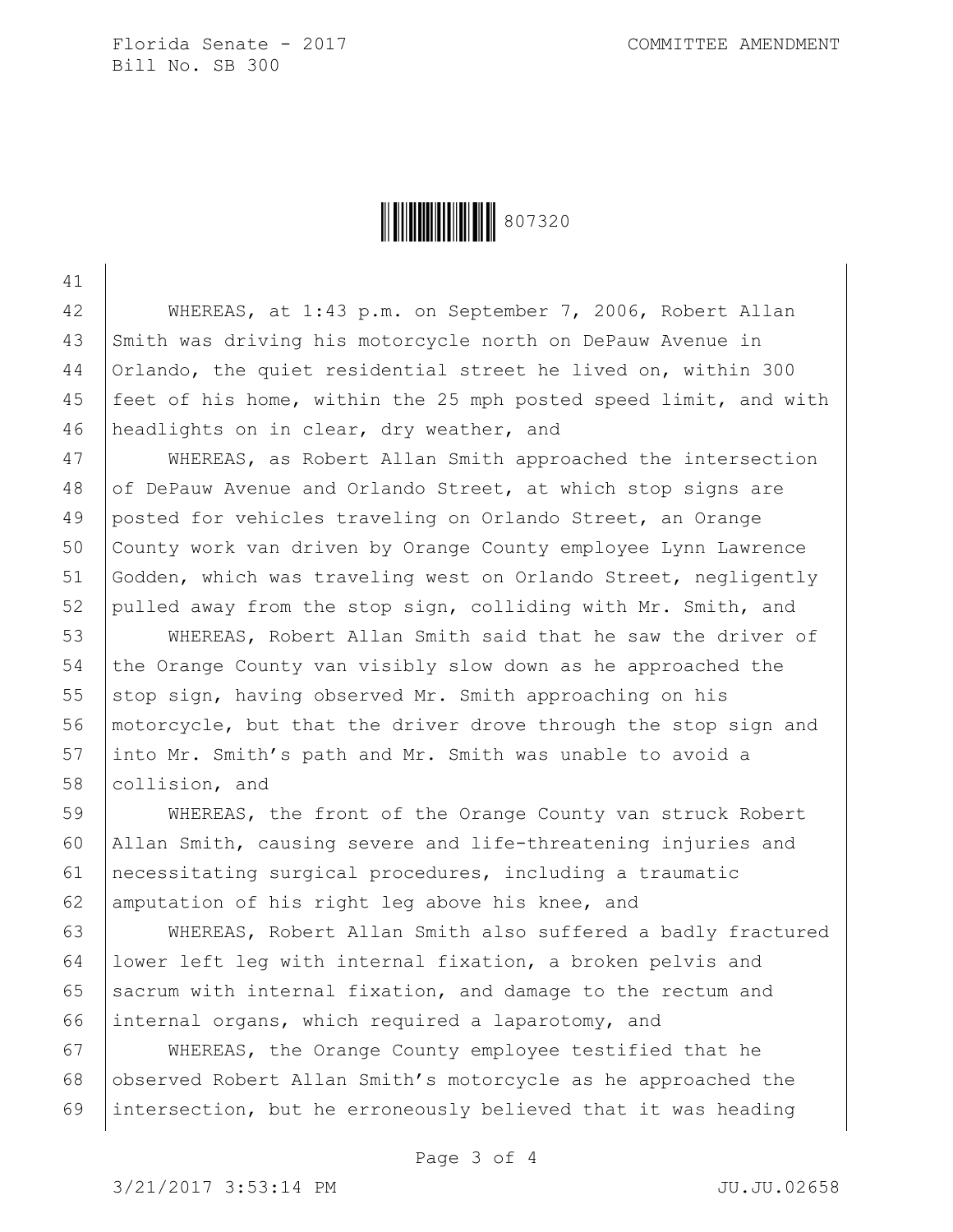WHEREAS, at 1:43 p.m. on September 7, 2006, Robert Allan Smith was driving his motorcycle north on DePauw Avenue in Orlando, the quiet residential street he lived on, within 300 feet of his home, within the 25 mph posted speed limit, and with headlights on in clear, dry weather, and

WHEREAS, as Robert Allan Smith approached the intersection of DePauw Avenue and Orlando Street, at which stop signs are posted for vehicles traveling on Orlando Street, an Orange County work van driven by Orange County employee Lynn Lawrence Godden, which was traveling west on Orlando Street, negligently pulled away from the stop sign, colliding with Mr. Smith, and

WHEREAS, Robert Allan Smith said that he saw the driver of the Orange County van visibly slow down as he approached the stop sign, having observed Mr. Smith approaching on his motorcycle, but that the driver drove through the stop sign and into Mr. Smith's path and Mr. Smith was unable to avoid a collision, and

WHEREAS, the front of the Orange County van struck Robert Allan Smith, causing severe and life-threatening injuries and necessitating surgical procedures, including a traumatic amputation of his right leg above his knee, and

WHEREAS, Robert Allan Smith also suffered a badly fractured lower left leg with internal fixation, a broken pelvis and sacrum with internal fixation, and damage to the rectum and internal organs, which required a laparotomy, and

WHEREAS, the Orange County employee testified that he observed Robert Allan Smith's motorcycle as he approached the intersection, but he erroneously believed that it was heading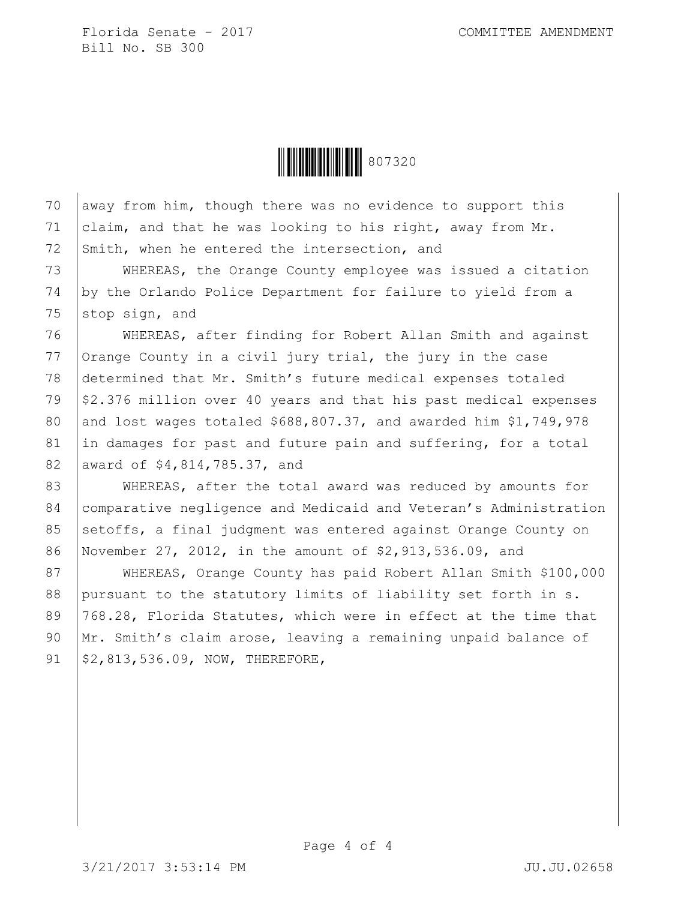away from him, though there was no evidence to support this claim, and that he was looking to his right, away from Mr. Smith, when he entered the intersection, and

WHEREAS, the Orange County employee was issued a citation by the Orlando Police Department for failure to yield from a stop sign, and

WHEREAS, after finding for Robert Allan Smith and against Orange County in a civil jury trial, the jury in the case determined that Mr. Smith's future medical expenses totaled $2.376 million over 40 years and that his past medical expenses and lost wages totaled $688,807.37, and awarded him $1,749,978 in damages for past and future pain and suffering, for a total award of $4,814,785.37, and

WHEREAS, after the total award was reduced by amounts for comparative negligence and Medicaid and Veteran's Administration setoffs, a final judgment was entered against Orange County on November 27, 2012, in the amount of $2,913,536.09, and

WHEREAS, Orange County has paid Robert Allan Smith $100,000 pursuant to the statutory limits of liability set forth in s. 768.28, Florida Statutes, which were in effect at the time that Mr. Smith's claim arose, leaving a remaining unpaid balance of $2,813,536.09, NOW, THEREFORE,